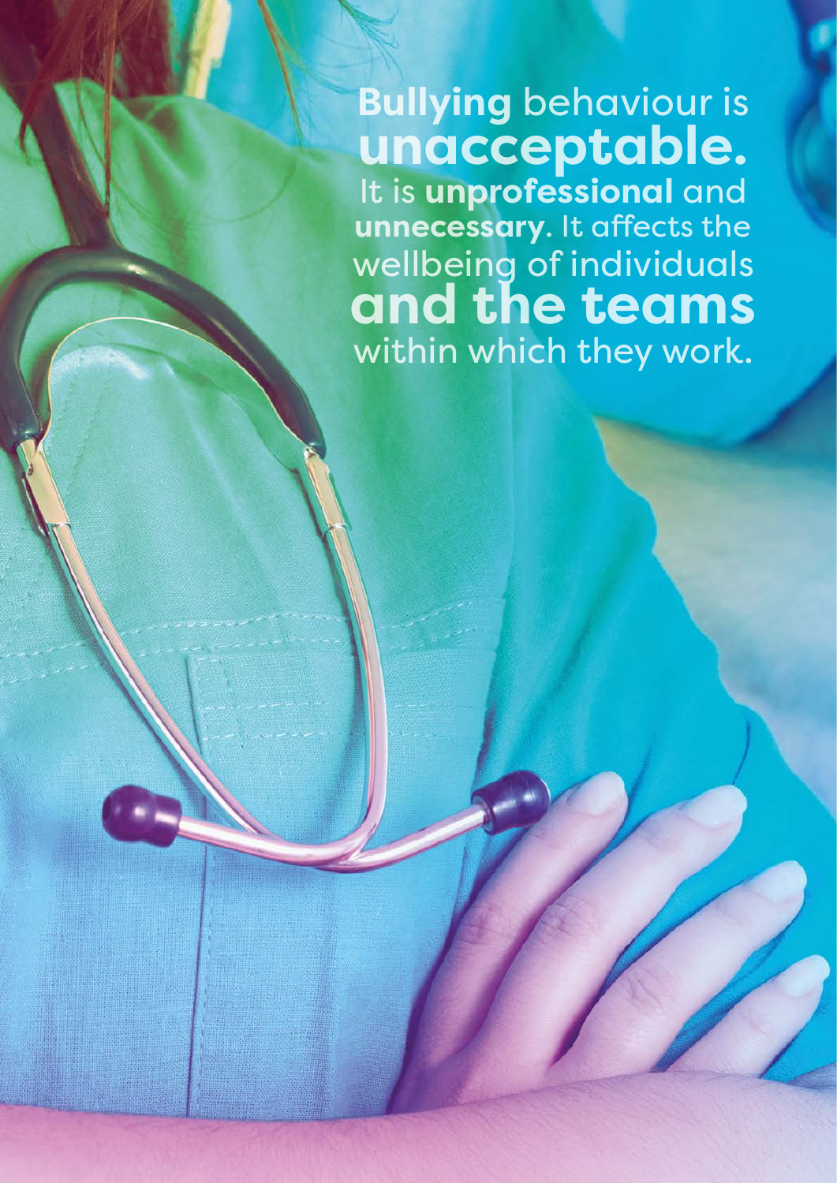**Bullying** behaviour is **unacceptable.** It is **unprofessional** and **unnecessary**. It affects the wellbeing of individuals **and the teams** within which they work.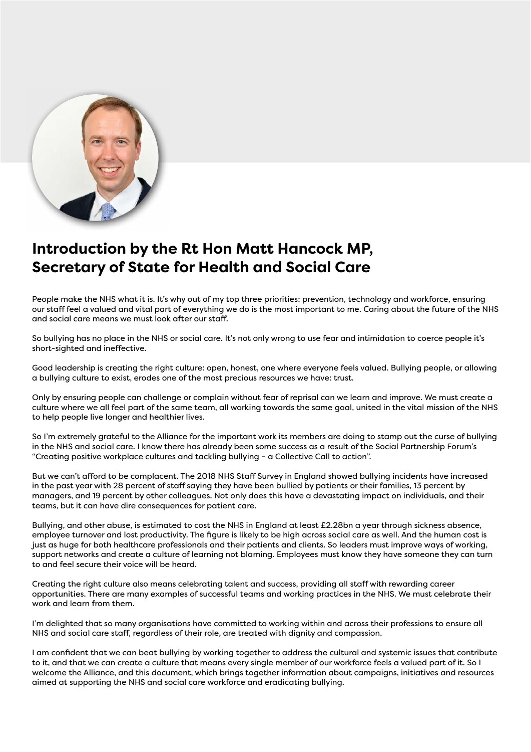# Introduction by the Rt Hon Matt Hancock MP, Secretary of State for Health and Social Care

People make the NHS what it is. It's why out of my top three priorities: prevention, technology and workforce, ensuring our staff feel a valued and vital part of everything we do is the most important to me. Caring about the future of the NHS and social care means we must look after our staff.

So bullying has no place in the NHS or social care. It's not only wrong to use fear and intimidation to coerce people it's short-sighted and ineffective.

Good leadership is creating the right culture: open, honest, one where everyone feels valued. Bullying people, or allowing a bullying culture to exist, erodes one of the most precious resources we have: trust.

Only by ensuring people can challenge or complain without fear of reprisal can we learn and improve. We must create a culture where we all feel part of the same team, all working towards the same goal, united in the vital mission of the NHS to help people live longer and healthier lives.

So I'm extremely grateful to the Alliance for the important work its members are doing to stamp out the curse of bullying in the NHS and social care. I know there has already been some success as a result of the Social Partnership Forum's "Creating positive workplace cultures and tackling bullying – a Collective Call to action".

But we can't afford to be complacent. The 2018 NHS Staff Survey in England showed bullying incidents have increased in the past year with 28 percent of staff saying they have been bullied by patients or their families, 13 percent by managers, and 19 percent by other colleagues. Not only does this have a devastating impact on individuals, and their teams, but it can have dire consequences for patient care.

Bullying, and other abuse, is estimated to cost the NHS in England at least £2.28bn a year through sickness absence, employee turnover and lost productivity. The figure is likely to be high across social care as well. And the human cost is just as huge for both healthcare professionals and their patients and clients. So leaders must improve ways of working, support networks and create a culture of learning not blaming. Employees must know they have someone they can turn to and feel secure their voice will be heard.

Creating the right culture also means celebrating talent and success, providing all staff with rewarding career opportunities. There are many examples of successful teams and working practices in the NHS. We must celebrate their work and learn from them.

I'm delighted that so many organisations have committed to working within and across their professions to ensure all NHS and social care staff, regardless of their role, are treated with dignity and compassion.

I am confident that we can beat bullying by working together to address the cultural and systemic issues that contribute to it, and that we can create a culture that means every single member of our workforce feels a valued part of it. So I welcome the Alliance, and this document, which brings together information about campaigns, initiatives and resources aimed at supporting the NHS and social care workforce and eradicating bullying.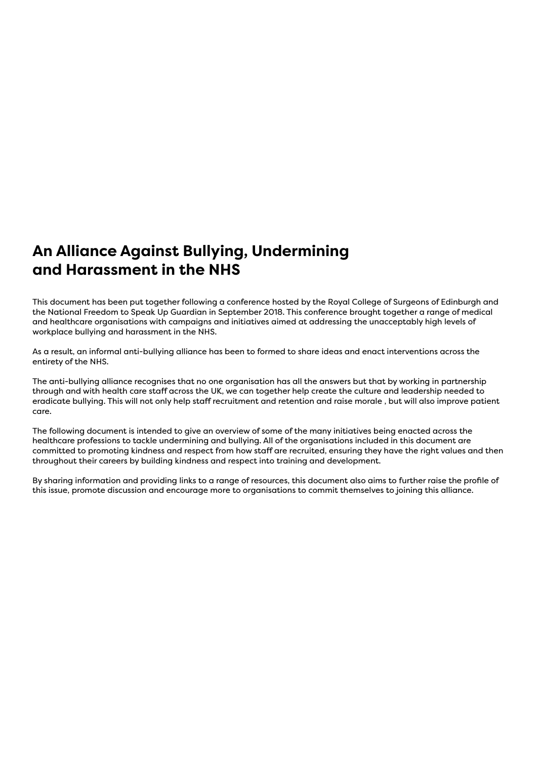# An Alliance Against Bullying, Undermining and Harassment in the NHS

This document has been put together following a conference hosted by the Royal College of Surgeons of Edinburgh and the National Freedom to Speak Up Guardian in September 2018. This conference brought together a range of medical and healthcare organisations with campaigns and initiatives aimed at addressing the unacceptably high levels of workplace bullying and harassment in the NHS.

As a result, an informal anti-bullying alliance has been to formed to share ideas and enact interventions across the entirety of the NHS.

The anti-bullying alliance recognises that no one organisation has all the answers but that by working in partnership through and with health care staff across the UK, we can together help create the culture and leadership needed to eradicate bullying. This will not only help staff recruitment and retention and raise morale , but will also improve patient care.

The following document is intended to give an overview of some of the many initiatives being enacted across the healthcare professions to tackle undermining and bullying. All of the organisations included in this document are committed to promoting kindness and respect from how staff are recruited, ensuring they have the right values and then throughout their careers by building kindness and respect into training and development.

By sharing information and providing links to a range of resources, this document also aims to further raise the profile of this issue, promote discussion and encourage more to organisations to commit themselves to joining this alliance.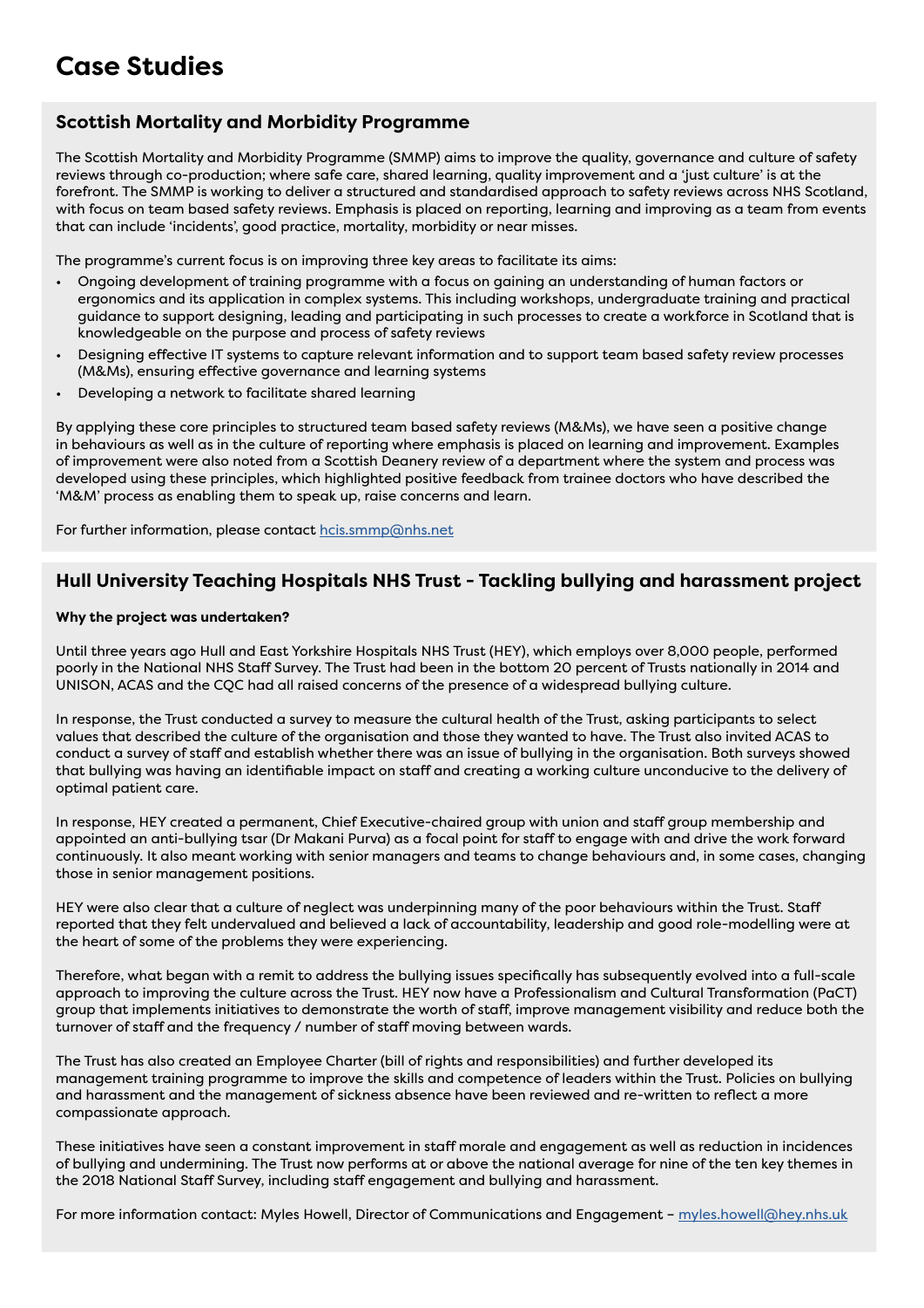# Case Studies

## Scottish Mortality and Morbidity Programme

The Scottish Mortality and Morbidity Programme (SMMP) aims to improve the quality, governance and culture of safety reviews through co-production; where safe care, shared learning, quality improvement and a 'just culture' is at the forefront. The SMMP is working to deliver a structured and standardised approach to safety reviews across NHS Scotland, with focus on team based safety reviews. Emphasis is placed on reporting, learning and improving as a team from events that can include 'incidents', good practice, mortality, morbidity or near misses.

The programme's current focus is on improving three key areas to facilitate its aims:

- Ongoing development of training programme with a focus on gaining an understanding of human factors or ergonomics and its application in complex systems. This including workshops, undergraduate training and practical guidance to support designing, leading and participating in such processes to create a workforce in Scotland that is knowledgeable on the purpose and process of safety reviews
- Designing effective IT systems to capture relevant information and to support team based safety review processes (M&Ms), ensuring effective governance and learning systems
- Developing a network to facilitate shared learning

By applying these core principles to structured team based safety reviews (M&Ms), we have seen a positive change in behaviours as well as in the culture of reporting where emphasis is placed on learning and improvement. Examples of improvement were also noted from a Scottish Deanery review of a department where the system and process was developed using these principles, which highlighted positive feedback from trainee doctors who have described the 'M&M' process as enabling them to speak up, raise concerns and learn.

For further information, please contact hcis.smmp@nhs.net

## Hull University Teaching Hospitals NHS Trust - Tackling bullying and harassment project

**Why the project was undertaken?**

Until three years ago Hull and East Yorkshire Hospitals NHS Trust (HEY), which employs over 8,000 people, performed poorly in the National NHS Staff Survey. The Trust had been in the bottom 20 percent of Trusts nationally in 2014 and UNISON, ACAS and the CQC had all raised concerns of the presence of a widespread bullying culture.

In response, the Trust conducted a survey to measure the cultural health of the Trust, asking participants to select values that described the culture of the organisation and those they wanted to have. The Trust also invited ACAS to conduct a survey of staff and establish whether there was an issue of bullying in the organisation. Both surveys showed that bullying was having an identifiable impact on staff and creating a working culture unconducive to the delivery of optimal patient care.

In response, HEY created a permanent, Chief Executive-chaired group with union and staff group membership and appointed an anti-bullying tsar (Dr Makani Purva) as a focal point for staff to engage with and drive the work forward continuously. It also meant working with senior managers and teams to change behaviours and, in some cases, changing those in senior management positions.

HEY were also clear that a culture of neglect was underpinning many of the poor behaviours within the Trust. Staff reported that they felt undervalued and believed a lack of accountability, leadership and good role-modelling were at the heart of some of the problems they were experiencing.

Therefore, what began with a remit to address the bullying issues specifically has subsequently evolved into a full-scale approach to improving the culture across the Trust. HEY now have a Professionalism and Cultural Transformation (PaCT) group that implements initiatives to demonstrate the worth of staff, improve management visibility and reduce both the turnover of staff and the frequency / number of staff moving between wards.

The Trust has also created an Employee Charter (bill of rights and responsibilities) and further developed its management training programme to improve the skills and competence of leaders within the Trust. Policies on bullying and harassment and the management of sickness absence have been reviewed and re-written to reflect a more compassionate approach.

These initiatives have seen a constant improvement in staff morale and engagement as well as reduction in incidences of bullying and undermining. The Trust now performs at or above the national average for nine of the ten key themes in the 2018 National Staff Survey, including staff engagement and bullying and harassment.

For more information contact: Myles Howell, Director of Communications and Engagement – myles.howell@hey.nhs.uk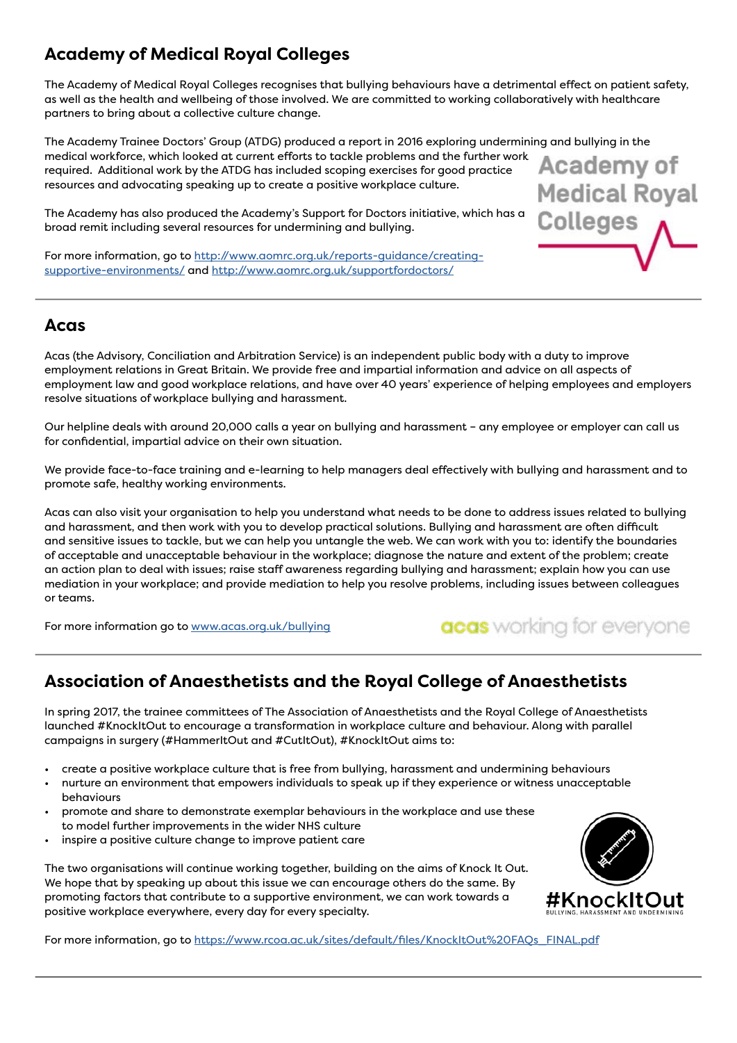## Academy of Medical Royal Colleges

The Academy of Medical Royal Colleges recognises that bullying behaviours have a detrimental effect on patient safety, as well as the health and wellbeing of those involved. We are committed to working collaboratively with healthcare partners to bring about a collective culture change.

The Academy Trainee Doctors' Group (ATDG) produced a report in 2016 exploring undermining and bullying in the medical workforce, which looked at current efforts to tackle problems and the further work required. Additional work by the ATDG has included scoping exercises for good practice resources and advocating speaking up to create a positive workplace culture.

The Academy has also produced the Academy's Support for Doctors initiative, which has a broad remit including several resources for undermining and bullying.

For more information, go to http://www.aomrc.org.uk/reports-guidance/creating-supportive-environments/ and http://www.aomrc.org.uk/supportfordoctors/

---

## Acas

Acas (the Advisory, Conciliation and Arbitration Service) is an independent public body with a duty to improve employment relations in Great Britain. We provide free and impartial information and advice on all aspects of employment law and good workplace relations, and have over 40 years' experience of helping employees and employers resolve situations of workplace bullying and harassment.

Our helpline deals with around 20,000 calls a year on bullying and harassment – any employee or employer can call us for confidential, impartial advice on their own situation.

We provide face-to-face training and e-learning to help managers deal effectively with bullying and harassment and to promote safe, healthy working environments.

Acas can also visit your organisation to help you understand what needs to be done to address issues related to bullying and harassment, and then work with you to develop practical solutions. Bullying and harassment are often difficult and sensitive issues to tackle, but we can help you untangle the web. We can work with you to: identify the boundaries of acceptable and unacceptable behaviour in the workplace; diagnose the nature and extent of the problem; create an action plan to deal with issues; raise staff awareness regarding bullying and harassment; explain how you can use mediation in your workplace; and provide mediation to help you resolve problems, including issues between colleagues or teams.

For more information go to www.acas.org.uk/bullying

---

## Association of Anaesthetists and the Royal College of Anaesthetists

In spring 2017, the trainee committees of The Association of Anaesthetists and the Royal College of Anaesthetists launched #KnockItOut to encourage a transformation in workplace culture and behaviour. Along with parallel campaigns in surgery (#HammerItOut and #CutItOut), #KnockItOut aims to:

- create a positive workplace culture that is free from bullying, harassment and undermining behaviours
- nurture an environment that empowers individuals to speak up if they experience or witness unacceptable behaviours
- promote and share to demonstrate exemplar behaviours in the workplace and use these to model further improvements in the wider NHS culture
- inspire a positive culture change to improve patient care

The two organisations will continue working together, building on the aims of Knock It Out. We hope that by speaking up about this issue we can encourage others do the same. By promoting factors that contribute to a supportive environment, we can work towards a positive workplace everywhere, every day for every specialty.

For more information, go to https://www.rcoa.ac.uk/sites/default/files/KnockItOut%20FAQs_FINAL.pdf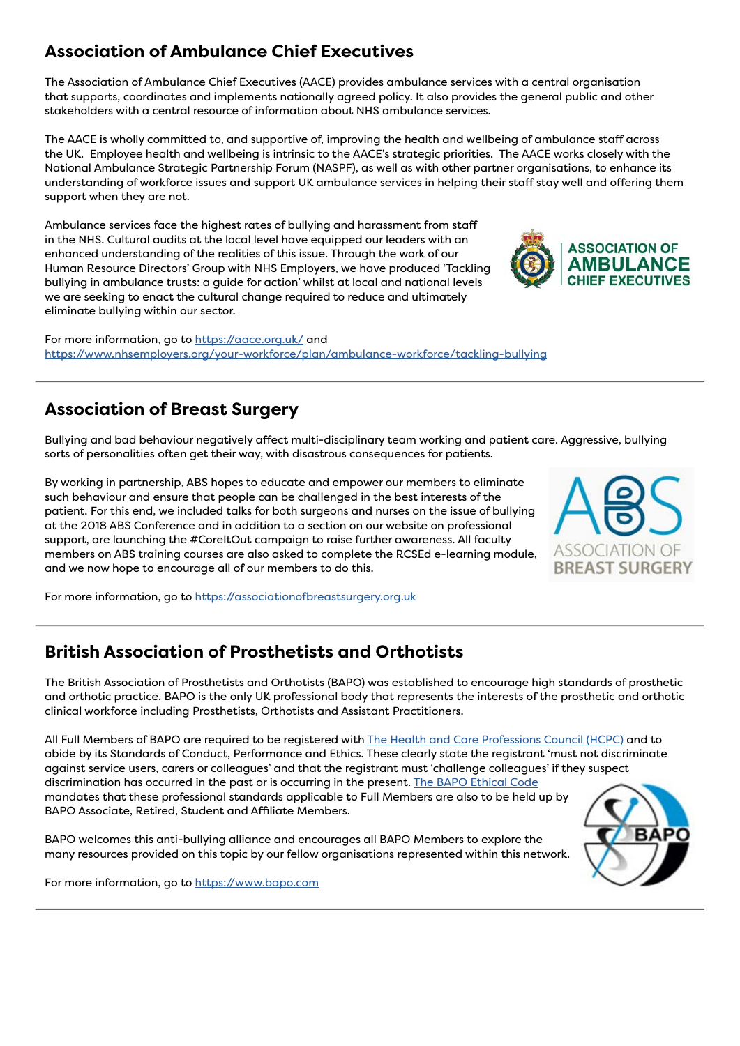## Association of Ambulance Chief Executives

The Association of Ambulance Chief Executives (AACE) provides ambulance services with a central organisation that supports, coordinates and implements nationally agreed policy. It also provides the general public and other stakeholders with a central resource of information about NHS ambulance services.

The AACE is wholly committed to, and supportive of, improving the health and wellbeing of ambulance staff across the UK. Employee health and wellbeing is intrinsic to the AACE's strategic priorities. The AACE works closely with the National Ambulance Strategic Partnership Forum (NASPF), as well as with other partner organisations, to enhance its understanding of workforce issues and support UK ambulance services in helping their staff stay well and offering them support when they are not.

Ambulance services face the highest rates of bullying and harassment from staff in the NHS. Cultural audits at the local level have equipped our leaders with an enhanced understanding of the realities of this issue. Through the work of our Human Resource Directors' Group with NHS Employers, we have produced 'Tackling bullying in ambulance trusts: a guide for action' whilst at local and national levels we are seeking to enact the cultural change required to reduce and ultimately eliminate bullying within our sector.

For more information, go to https://aace.org.uk/ and https://www.nhsemployers.org/your-workforce/plan/ambulance-workforce/tackling-bullying

## Association of Breast Surgery

Bullying and bad behaviour negatively affect multi-disciplinary team working and patient care. Aggressive, bullying sorts of personalities often get their way, with disastrous consequences for patients.

By working in partnership, ABS hopes to educate and empower our members to eliminate such behaviour and ensure that people can be challenged in the best interests of the patient. For this end, we included talks for both surgeons and nurses on the issue of bullying at the 2018 ABS Conference and in addition to a section on our website on professional support, are launching the #CoreItOut campaign to raise further awareness. All faculty members on ABS training courses are also asked to complete the RCSEd e-learning module, and we now hope to encourage all of our members to do this.

For more information, go to https://associationofbreastsurgery.org.uk

## British Association of Prosthetists and Orthotists

The British Association of Prosthetists and Orthotists (BAPO) was established to encourage high standards of prosthetic and orthotic practice. BAPO is the only UK professional body that represents the interests of the prosthetic and orthotic clinical workforce including Prosthetists, Orthotists and Assistant Practitioners.

All Full Members of BAPO are required to be registered with The Health and Care Professions Council (HCPC) and to abide by its Standards of Conduct, Performance and Ethics. These clearly state the registrant 'must not discriminate against service users, carers or colleagues' and that the registrant must 'challenge colleagues' if they suspect discrimination has occurred in the past or is occurring in the present. The BAPO Ethical Code mandates that these professional standards applicable to Full Members are also to be held up by BAPO Associate, Retired, Student and Affiliate Members.

BAPO welcomes this anti-bullying alliance and encourages all BAPO Members to explore the many resources provided on this topic by our fellow organisations represented within this network.

For more information, go to https://www.bapo.com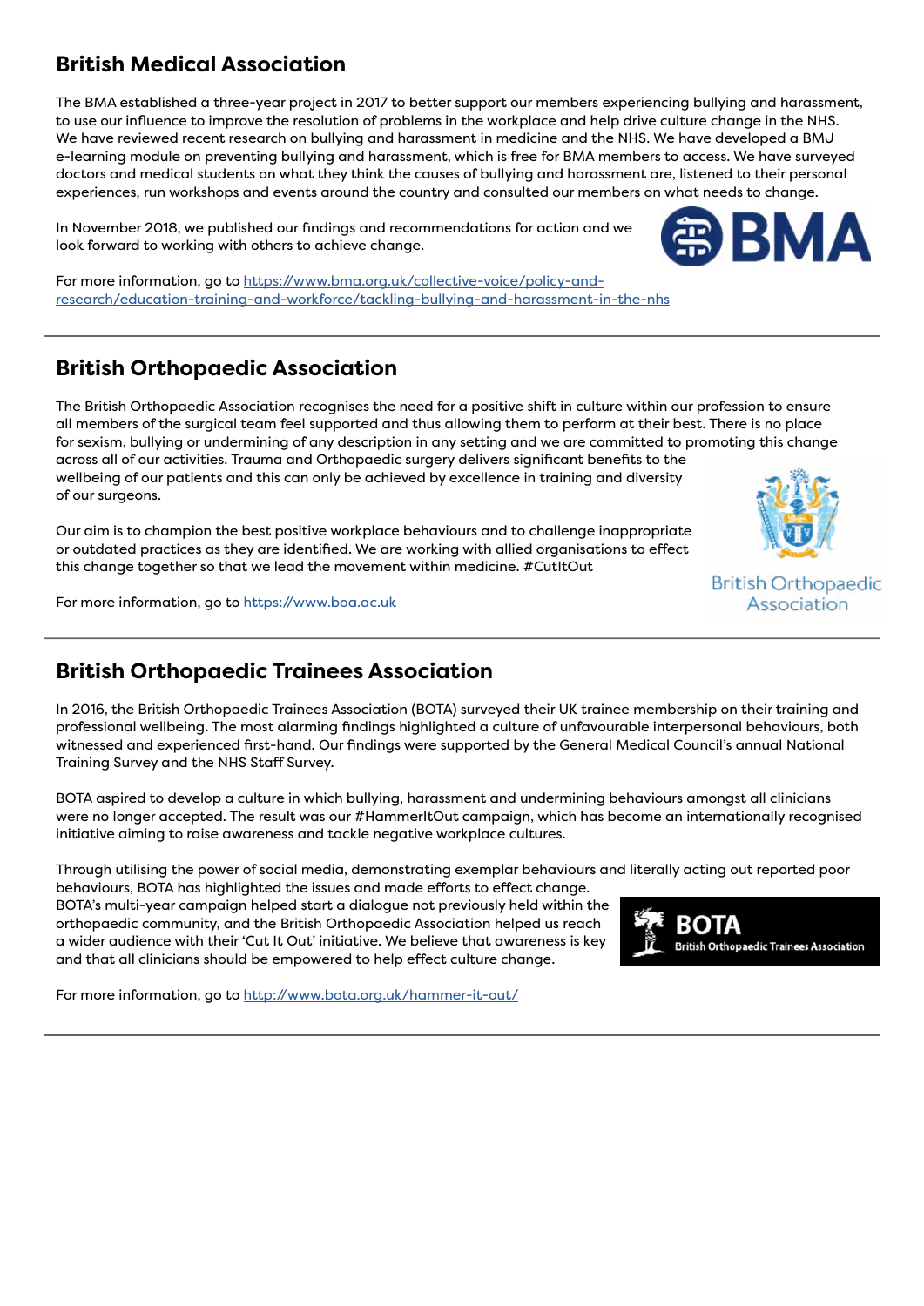## British Medical Association

The BMA established a three-year project in 2017 to better support our members experiencing bullying and harassment, to use our influence to improve the resolution of problems in the workplace and help drive culture change in the NHS. We have reviewed recent research on bullying and harassment in medicine and the NHS. We have developed a BMJ e-learning module on preventing bullying and harassment, which is free for BMA members to access. We have surveyed doctors and medical students on what they think the causes of bullying and harassment are, listened to their personal experiences, run workshops and events around the country and consulted our members on what needs to change.

In November 2018, we published our findings and recommendations for action and we look forward to working with others to achieve change.

For more information, go to https://www.bma.org.uk/collective-voice/policy-and-research/education-training-and-workforce/tackling-bullying-and-harassment-in-the-nhs

---

## British Orthopaedic Association

The British Orthopaedic Association recognises the need for a positive shift in culture within our profession to ensure all members of the surgical team feel supported and thus allowing them to perform at their best. There is no place for sexism, bullying or undermining of any description in any setting and we are committed to promoting this change across all of our activities. Trauma and Orthopaedic surgery delivers significant benefits to the wellbeing of our patients and this can only be achieved by excellence in training and diversity of our surgeons.

Our aim is to champion the best positive workplace behaviours and to challenge inappropriate or outdated practices as they are identified. We are working with allied organisations to effect this change together so that we lead the movement within medicine. #CutItOut

For more information, go to https://www.boa.ac.uk

---

## British Orthopaedic Trainees Association

In 2016, the British Orthopaedic Trainees Association (BOTA) surveyed their UK trainee membership on their training and professional wellbeing. The most alarming findings highlighted a culture of unfavourable interpersonal behaviours, both witnessed and experienced first-hand. Our findings were supported by the General Medical Council's annual National Training Survey and the NHS Staff Survey.

BOTA aspired to develop a culture in which bullying, harassment and undermining behaviours amongst all clinicians were no longer accepted. The result was our #HammerItOut campaign, which has become an internationally recognised initiative aiming to raise awareness and tackle negative workplace cultures.

Through utilising the power of social media, demonstrating exemplar behaviours and literally acting out reported poor behaviours, BOTA has highlighted the issues and made efforts to effect change. BOTA's multi-year campaign helped start a dialogue not previously held within the orthopaedic community, and the British Orthopaedic Association helped us reach a wider audience with their 'Cut It Out' initiative. We believe that awareness is key and that all clinicians should be empowered to help effect culture change.

For more information, go to http://www.bota.org.uk/hammer-it-out/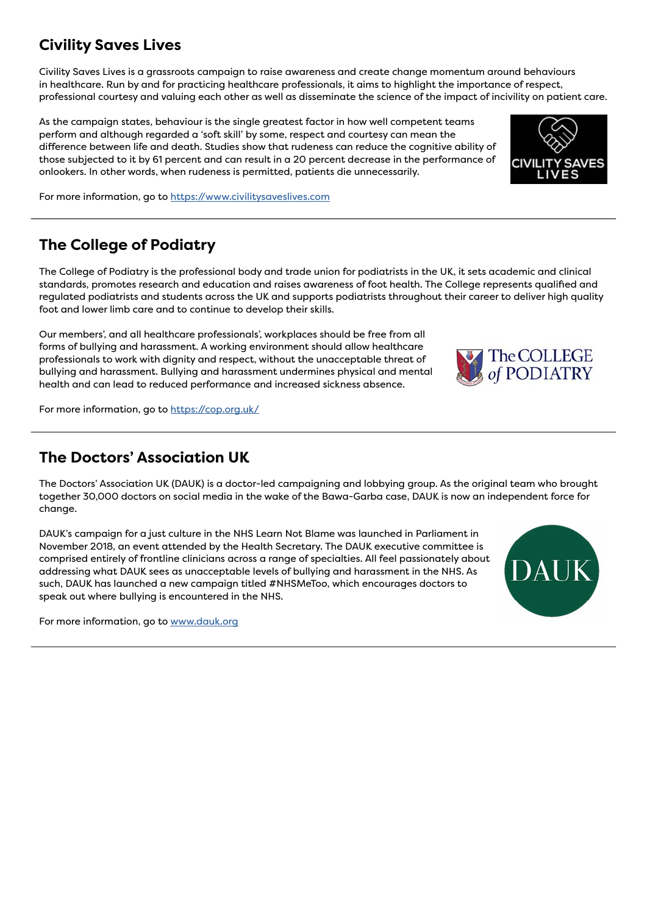## Civility Saves Lives

Civility Saves Lives is a grassroots campaign to raise awareness and create change momentum around behaviours in healthcare. Run by and for practicing healthcare professionals, it aims to highlight the importance of respect, professional courtesy and valuing each other as well as disseminate the science of the impact of incivility on patient care.

As the campaign states, behaviour is the single greatest factor in how well competent teams perform and although regarded a 'soft skill' by some, respect and courtesy can mean the difference between life and death. Studies show that rudeness can reduce the cognitive ability of those subjected to it by 61 percent and can result in a 20 percent decrease in the performance of onlookers. In other words, when rudeness is permitted, patients die unnecessarily.

For more information, go to [https://www.civilitysaveslives.com](https://www.civilitysaveslives.com)

---

## The College of Podiatry

The College of Podiatry is the professional body and trade union for podiatrists in the UK, it sets academic and clinical standards, promotes research and education and raises awareness of foot health. The College represents qualified and regulated podiatrists and students across the UK and supports podiatrists throughout their career to deliver high quality foot and lower limb care and to continue to develop their skills.

Our members', and all healthcare professionals', workplaces should be free from all forms of bullying and harassment. A working environment should allow healthcare professionals to work with dignity and respect, without the unacceptable threat of bullying and harassment. Bullying and harassment undermines physical and mental health and can lead to reduced performance and increased sickness absence.

For more information, go to [https://cop.org.uk/](https://cop.org.uk/)

---

## The Doctors' Association UK

The Doctors' Association UK (DAUK) is a doctor-led campaigning and lobbying group. As the original team who brought together 30,000 doctors on social media in the wake of the Bawa-Garba case, DAUK is now an independent force for change.

DAUK's campaign for a just culture in the NHS Learn Not Blame was launched in Parliament in November 2018, an event attended by the Health Secretary. The DAUK executive committee is comprised entirely of frontline clinicians across a range of specialties. All feel passionately about addressing what DAUK sees as unacceptable levels of bullying and harassment in the NHS. As such, DAUK has launched a new campaign titled #NHSMeToo, which encourages doctors to speak out where bullying is encountered in the NHS.

For more information, go to [www.dauk.org](www.dauk.org)

---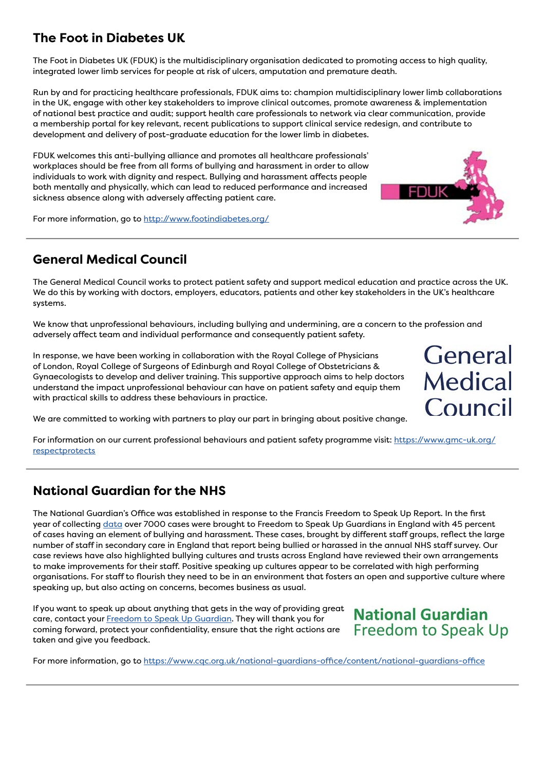## The Foot in Diabetes UK

The Foot in Diabetes UK (FDUK) is the multidisciplinary organisation dedicated to promoting access to high quality, integrated lower limb services for people at risk of ulcers, amputation and premature death.

Run by and for practicing healthcare professionals, FDUK aims to: champion multidisciplinary lower limb collaborations in the UK, engage with other key stakeholders to improve clinical outcomes, promote awareness & implementation of national best practice and audit; support health care professionals to network via clear communication, provide a membership portal for key relevant, recent publications to support clinical service redesign, and contribute to development and delivery of post-graduate education for the lower limb in diabetes.

FDUK welcomes this anti-bullying alliance and promotes all healthcare professionals' workplaces should be free from all forms of bullying and harassment in order to allow individuals to work with dignity and respect. Bullying and harassment affects people both mentally and physically, which can lead to reduced performance and increased sickness absence along with adversely affecting patient care.

For more information, go to http://www.footindiabetes.org/

## General Medical Council

The General Medical Council works to protect patient safety and support medical education and practice across the UK. We do this by working with doctors, employers, educators, patients and other key stakeholders in the UK's healthcare systems.

We know that unprofessional behaviours, including bullying and undermining, are a concern to the profession and adversely affect team and individual performance and consequently patient safety.

In response, we have been working in collaboration with the Royal College of Physicians of London, Royal College of Surgeons of Edinburgh and Royal College of Obstetricians & Gynaecologists to develop and deliver training. This supportive approach aims to help doctors understand the impact unprofessional behaviour can have on patient safety and equip them with practical skills to address these behaviours in practice.

We are committed to working with partners to play our part in bringing about positive change.

For information on our current professional behaviours and patient safety programme visit: https://www.gmc-uk.org/respectprotects

## National Guardian for the NHS

The National Guardian's Office was established in response to the Francis Freedom to Speak Up Report. In the first year of collecting data over 7000 cases were brought to Freedom to Speak Up Guardians in England with 45 percent of cases having an element of bullying and harassment. These cases, brought by different staff groups, reflect the large number of staff in secondary care in England that report being bullied or harassed in the annual NHS staff survey. Our case reviews have also highlighted bullying cultures and trusts across England have reviewed their own arrangements to make improvements for their staff. Positive speaking up cultures appear to be correlated with high performing organisations. For staff to flourish they need to be in an environment that fosters an open and supportive culture where speaking up, but also acting on concerns, becomes business as usual.

If you want to speak up about anything that gets in the way of providing great care, contact your Freedom to Speak Up Guardian. They will thank you for coming forward, protect your confidentiality, ensure that the right actions are taken and give you feedback.

For more information, go to https://www.cqc.org.uk/national-guardians-office/content/national-guardians-office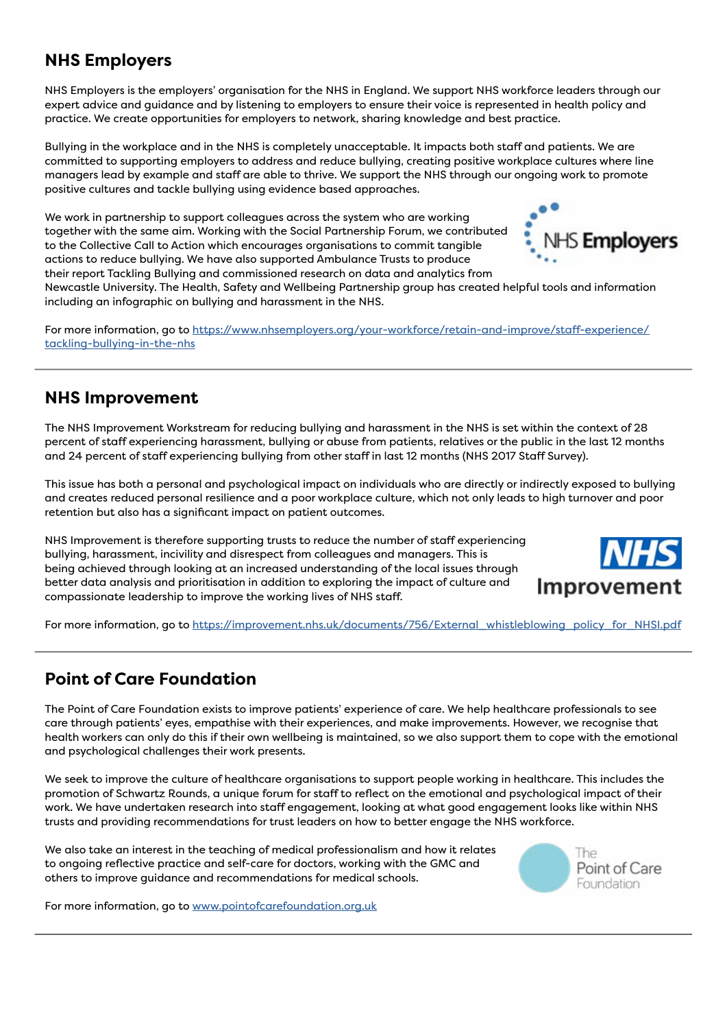## NHS Employers

NHS Employers is the employers' organisation for the NHS in England. We support NHS workforce leaders through our expert advice and guidance and by listening to employers to ensure their voice is represented in health policy and practice. We create opportunities for employers to network, sharing knowledge and best practice.

Bullying in the workplace and in the NHS is completely unacceptable. It impacts both staff and patients. We are committed to supporting employers to address and reduce bullying, creating positive workplace cultures where line managers lead by example and staff are able to thrive. We support the NHS through our ongoing work to promote positive cultures and tackle bullying using evidence based approaches.

We work in partnership to support colleagues across the system who are working together with the same aim. Working with the Social Partnership Forum, we contributed to the Collective Call to Action which encourages organisations to commit tangible actions to reduce bullying. We have also supported Ambulance Trusts to produce their report Tackling Bullying and commissioned research on data and analytics from Newcastle University. The Health, Safety and Wellbeing Partnership group has created helpful tools and information including an infographic on bullying and harassment in the NHS.

For more information, go to https://www.nhsemployers.org/your-workforce/retain-and-improve/staff-experience/tackling-bullying-in-the-nhs

---

## NHS Improvement

The NHS Improvement Workstream for reducing bullying and harassment in the NHS is set within the context of 28 percent of staff experiencing harassment, bullying or abuse from patients, relatives or the public in the last 12 months and 24 percent of staff experiencing bullying from other staff in last 12 months (NHS 2017 Staff Survey).

This issue has both a personal and psychological impact on individuals who are directly or indirectly exposed to bullying and creates reduced personal resilience and a poor workplace culture, which not only leads to high turnover and poor retention but also has a significant impact on patient outcomes.

NHS Improvement is therefore supporting trusts to reduce the number of staff experiencing bullying, harassment, incivility and disrespect from colleagues and managers. This is being achieved through looking at an increased understanding of the local issues through better data analysis and prioritisation in addition to exploring the impact of culture and compassionate leadership to improve the working lives of NHS staff.

For more information, go to https://improvement.nhs.uk/documents/756/External_whistleblowing_policy_for_NHSI.pdf

---

## Point of Care Foundation

The Point of Care Foundation exists to improve patients' experience of care. We help healthcare professionals to see care through patients' eyes, empathise with their experiences, and make improvements. However, we recognise that health workers can only do this if their own wellbeing is maintained, so we also support them to cope with the emotional and psychological challenges their work presents.

We seek to improve the culture of healthcare organisations to support people working in healthcare. This includes the promotion of Schwartz Rounds, a unique forum for staff to reflect on the emotional and psychological impact of their work. We have undertaken research into staff engagement, looking at what good engagement looks like within NHS trusts and providing recommendations for trust leaders on how to better engage the NHS workforce.

We also take an interest in the teaching of medical professionalism and how it relates to ongoing reflective practice and self-care for doctors, working with the GMC and others to improve guidance and recommendations for medical schools.

For more information, go to www.pointofcarefoundation.org.uk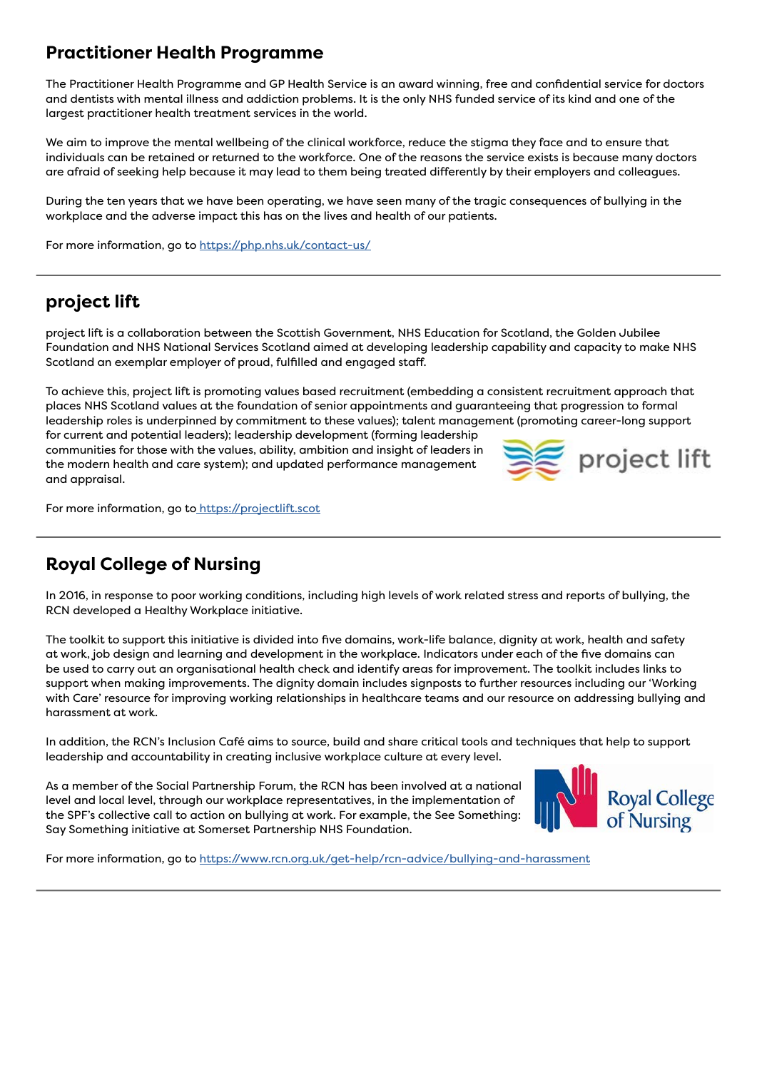## Practitioner Health Programme

The Practitioner Health Programme and GP Health Service is an award winning, free and confidential service for doctors and dentists with mental illness and addiction problems. It is the only NHS funded service of its kind and one of the largest practitioner health treatment services in the world.

We aim to improve the mental wellbeing of the clinical workforce, reduce the stigma they face and to ensure that individuals can be retained or returned to the workforce. One of the reasons the service exists is because many doctors are afraid of seeking help because it may lead to them being treated differently by their employers and colleagues.

During the ten years that we have been operating, we have seen many of the tragic consequences of bullying in the workplace and the adverse impact this has on the lives and health of our patients.

For more information, go to https://php.nhs.uk/contact-us/

---

## project lift

project lift is a collaboration between the Scottish Government, NHS Education for Scotland, the Golden Jubilee Foundation and NHS National Services Scotland aimed at developing leadership capability and capacity to make NHS Scotland an exemplar employer of proud, fulfilled and engaged staff.

To achieve this, project lift is promoting values based recruitment (embedding a consistent recruitment approach that places NHS Scotland values at the foundation of senior appointments and guaranteeing that progression to formal leadership roles is underpinned by commitment to these values); talent management (promoting career-long support for current and potential leaders); leadership development (forming leadership communities for those with the values, ability, ambition and insight of leaders in the modern health and care system); and updated performance management and appraisal.

For more information, go to https://projectlift.scot

---

## Royal College of Nursing

In 2016, in response to poor working conditions, including high levels of work related stress and reports of bullying, the RCN developed a Healthy Workplace initiative.

The toolkit to support this initiative is divided into five domains, work-life balance, dignity at work, health and safety at work, job design and learning and development in the workplace. Indicators under each of the five domains can be used to carry out an organisational health check and identify areas for improvement. The toolkit includes links to support when making improvements. The dignity domain includes signposts to further resources including our 'Working with Care' resource for improving working relationships in healthcare teams and our resource on addressing bullying and harassment at work.

In addition, the RCN's Inclusion Café aims to source, build and share critical tools and techniques that help to support leadership and accountability in creating inclusive workplace culture at every level.

As a member of the Social Partnership Forum, the RCN has been involved at a national level and local level, through our workplace representatives, in the implementation of the SPF's collective call to action on bullying at work. For example, the See Something: Say Something initiative at Somerset Partnership NHS Foundation.

For more information, go to https://www.rcn.org.uk/get-help/rcn-advice/bullying-and-harassment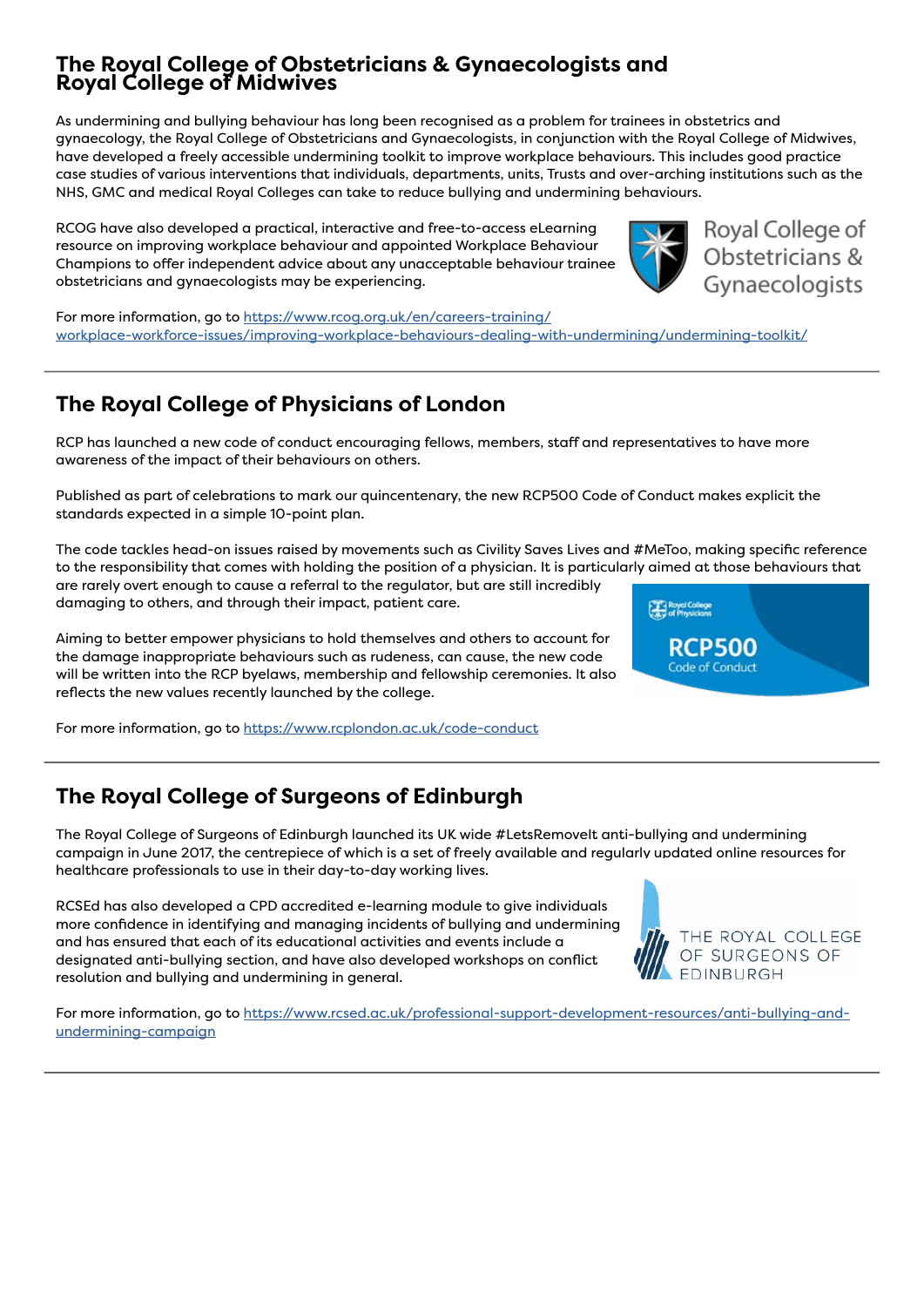## The Royal College of Obstetricians & Gynaecologists and Royal College of Midwives

As undermining and bullying behaviour has long been recognised as a problem for trainees in obstetrics and gynaecology, the Royal College of Obstetricians and Gynaecologists, in conjunction with the Royal College of Midwives, have developed a freely accessible undermining toolkit to improve workplace behaviours. This includes good practice case studies of various interventions that individuals, departments, units, Trusts and over-arching institutions such as the NHS, GMC and medical Royal Colleges can take to reduce bullying and undermining behaviours.

RCOG have also developed a practical, interactive and free-to-access eLearning resource on improving workplace behaviour and appointed Workplace Behaviour Champions to offer independent advice about any unacceptable behaviour trainee obstetricians and gynaecologists may be experiencing.

For more information, go to https://www.rcog.org.uk/en/careers-training/workplace-workforce-issues/improving-workplace-behaviours-dealing-with-undermining/undermining-toolkit/

---

## The Royal College of Physicians of London

RCP has launched a new code of conduct encouraging fellows, members, staff and representatives to have more awareness of the impact of their behaviours on others.

Published as part of celebrations to mark our quincentenary, the new RCP500 Code of Conduct makes explicit the standards expected in a simple 10-point plan.

The code tackles head-on issues raised by movements such as Civility Saves Lives and #MeToo, making specific reference to the responsibility that comes with holding the position of a physician. It is particularly aimed at those behaviours that are rarely overt enough to cause a referral to the regulator, but are still incredibly damaging to others, and through their impact, patient care.

Aiming to better empower physicians to hold themselves and others to account for the damage inappropriate behaviours such as rudeness, can cause, the new code will be written into the RCP byelaws, membership and fellowship ceremonies. It also reflects the new values recently launched by the college.

For more information, go to https://www.rcplondon.ac.uk/code-conduct

---

## The Royal College of Surgeons of Edinburgh

The Royal College of Surgeons of Edinburgh launched its UK wide #LetsRemoveIt anti-bullying and undermining campaign in June 2017, the centrepiece of which is a set of freely available and regularly updated online resources for healthcare professionals to use in their day-to-day working lives.

RCSEd has also developed a CPD accredited e-learning module to give individuals more confidence in identifying and managing incidents of bullying and undermining and has ensured that each of its educational activities and events include a designated anti-bullying section, and have also developed workshops on conflict resolution and bullying and undermining in general.

For more information, go to https://www.rcsed.ac.uk/professional-support-development-resources/anti-bullying-and-undermining-campaign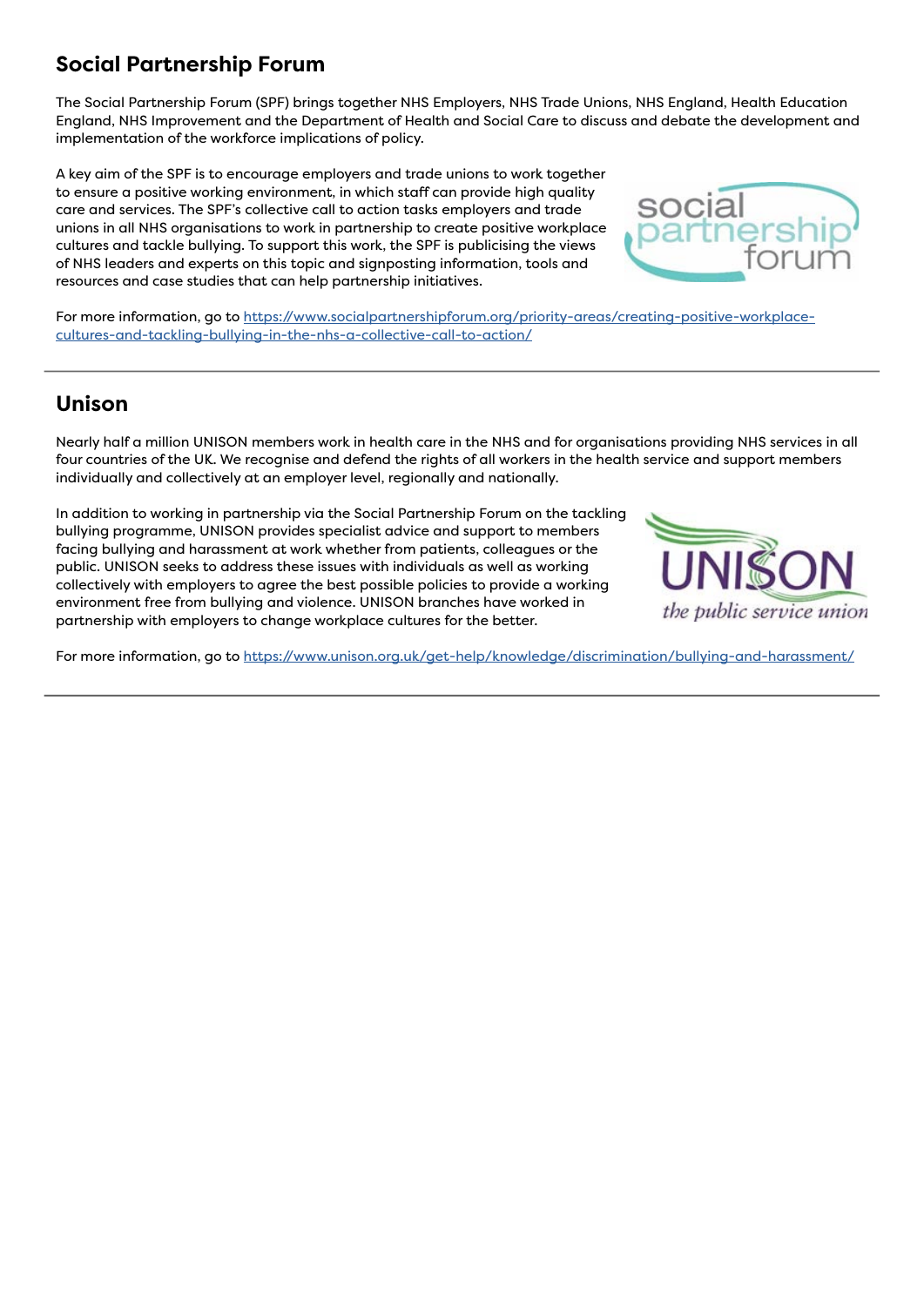## Social Partnership Forum

The Social Partnership Forum (SPF) brings together NHS Employers, NHS Trade Unions, NHS England, Health Education England, NHS Improvement and the Department of Health and Social Care to discuss and debate the development and implementation of the workforce implications of policy.

A key aim of the SPF is to encourage employers and trade unions to work together to ensure a positive working environment, in which staff can provide high quality care and services. The SPF's collective call to action tasks employers and trade unions in all NHS organisations to work in partnership to create positive workplace cultures and tackle bullying. To support this work, the SPF is publicising the views of NHS leaders and experts on this topic and signposting information, tools and resources and case studies that can help partnership initiatives.

For more information, go to [https://www.socialpartnershipforum.org/priority-areas/creating-positive-workplace-cultures-and-tackling-bullying-in-the-nhs-a-collective-call-to-action/](https://www.socialpartnershipforum.org/priority-areas/creating-positive-workplace-cultures-and-tackling-bullying-in-the-nhs-a-collective-call-to-action/)

---

## Unison

Nearly half a million UNISON members work in health care in the NHS and for organisations providing NHS services in all four countries of the UK. We recognise and defend the rights of all workers in the health service and support members individually and collectively at an employer level, regionally and nationally.

In addition to working in partnership via the Social Partnership Forum on the tackling bullying programme, UNISON provides specialist advice and support to members facing bullying and harassment at work whether from patients, colleagues or the public. UNISON seeks to address these issues with individuals as well as working collectively with employers to agree the best possible policies to provide a working environment free from bullying and violence. UNISON branches have worked in partnership with employers to change workplace cultures for the better.

For more information, go to [https://www.unison.org.uk/get-help/knowledge/discrimination/bullying-and-harassment/](https://www.unison.org.uk/get-help/knowledge/discrimination/bullying-and-harassment/)

---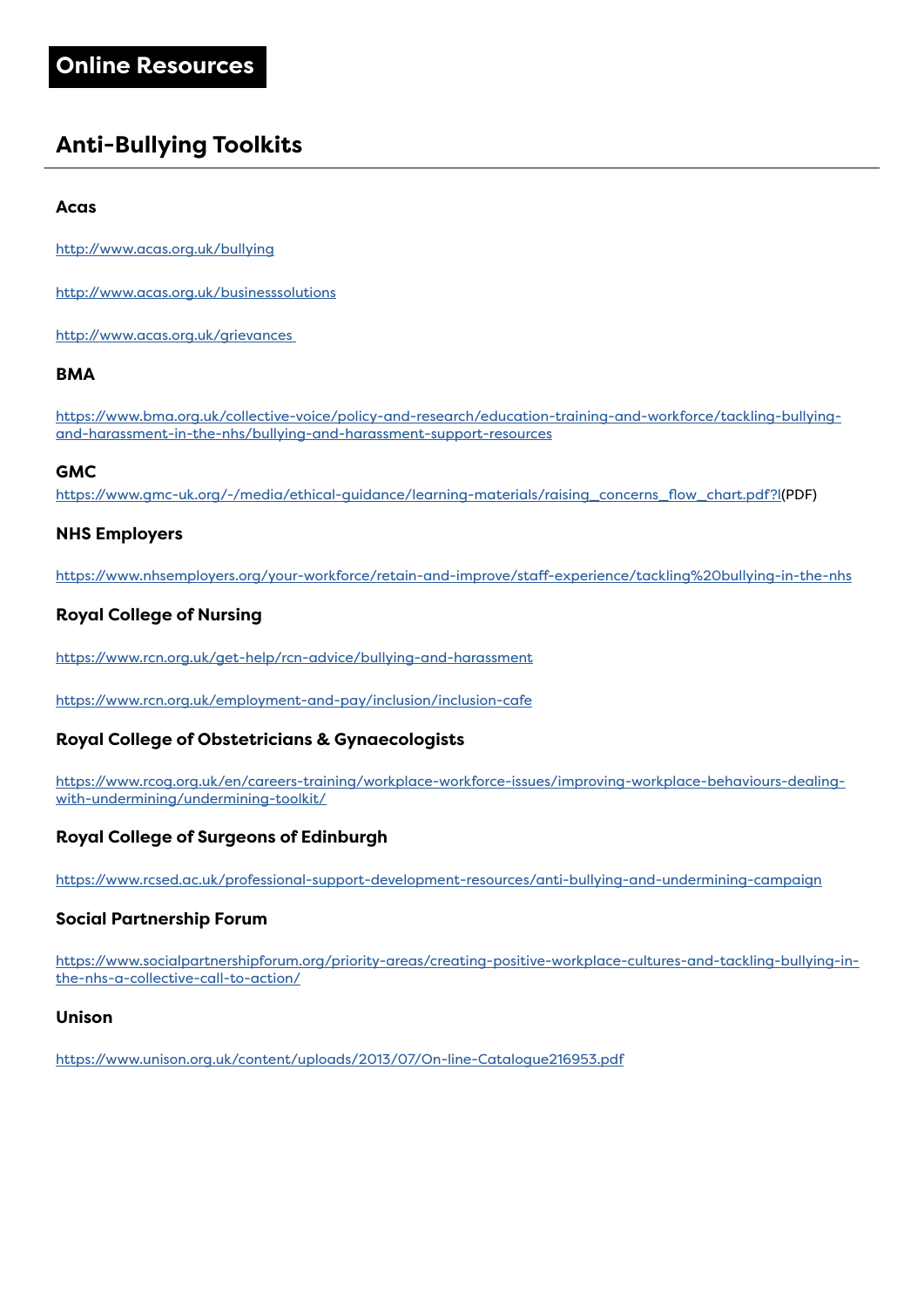# Online Resources

## Anti-Bullying Toolkits

### Acas

http://www.acas.org.uk/bullying

http://www.acas.org.uk/businesssolutions

http://www.acas.org.uk/grievances

### BMA

https://www.bma.org.uk/collective-voice/policy-and-research/education-training-and-workforce/tackling-bullying-and-harassment-in-the-nhs/bullying-and-harassment-support-resources

### GMC

https://www.gmc-uk.org/-/media/ethical-guidance/learning-materials/raising_concerns_flow_chart.pdf?l(PDF)

### NHS Employers

https://www.nhsemployers.org/your-workforce/retain-and-improve/staff-experience/tackling%20bullying-in-the-nhs

### Royal College of Nursing

https://www.rcn.org.uk/get-help/rcn-advice/bullying-and-harassment

https://www.rcn.org.uk/employment-and-pay/inclusion/inclusion-cafe

### Royal College of Obstetricians & Gynaecologists

https://www.rcog.org.uk/en/careers-training/workplace-workforce-issues/improving-workplace-behaviours-dealing-with-undermining/undermining-toolkit/

### Royal College of Surgeons of Edinburgh

https://www.rcsed.ac.uk/professional-support-development-resources/anti-bullying-and-undermining-campaign

### Social Partnership Forum

https://www.socialpartnershipforum.org/priority-areas/creating-positive-workplace-cultures-and-tackling-bullying-in-the-nhs-a-collective-call-to-action/

### Unison

https://www.unison.org.uk/content/uploads/2013/07/On-line-Catalogue216953.pdf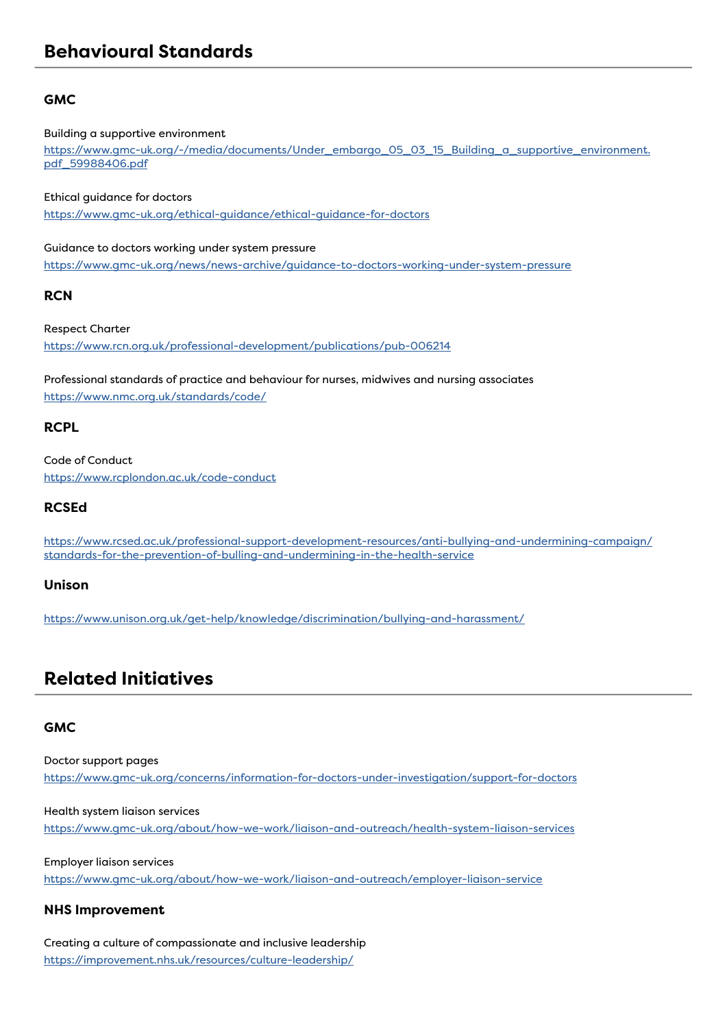## Behavioural Standards

### GMC

Building a supportive environment
https://www.gmc-uk.org/-/media/documents/Under_embargo_05_03_15_Building_a_supportive_environment.pdf_59988406.pdf

Ethical guidance for doctors
https://www.gmc-uk.org/ethical-guidance/ethical-guidance-for-doctors

Guidance to doctors working under system pressure
https://www.gmc-uk.org/news/news-archive/guidance-to-doctors-working-under-system-pressure

### RCN

Respect Charter
https://www.rcn.org.uk/professional-development/publications/pub-006214

Professional standards of practice and behaviour for nurses, midwives and nursing associates
https://www.nmc.org.uk/standards/code/

### RCPL

Code of Conduct
https://www.rcplondon.ac.uk/code-conduct

### RCSEd

https://www.rcsed.ac.uk/professional-support-development-resources/anti-bullying-and-undermining-campaign/standards-for-the-prevention-of-bulling-and-undermining-in-the-health-service

### Unison

https://www.unison.org.uk/get-help/knowledge/discrimination/bullying-and-harassment/

## Related Initiatives

### GMC

Doctor support pages
https://www.gmc-uk.org/concerns/information-for-doctors-under-investigation/support-for-doctors

Health system liaison services
https://www.gmc-uk.org/about/how-we-work/liaison-and-outreach/health-system-liaison-services

Employer liaison services
https://www.gmc-uk.org/about/how-we-work/liaison-and-outreach/employer-liaison-service

### NHS Improvement

Creating a culture of compassionate and inclusive leadership
https://improvement.nhs.uk/resources/culture-leadership/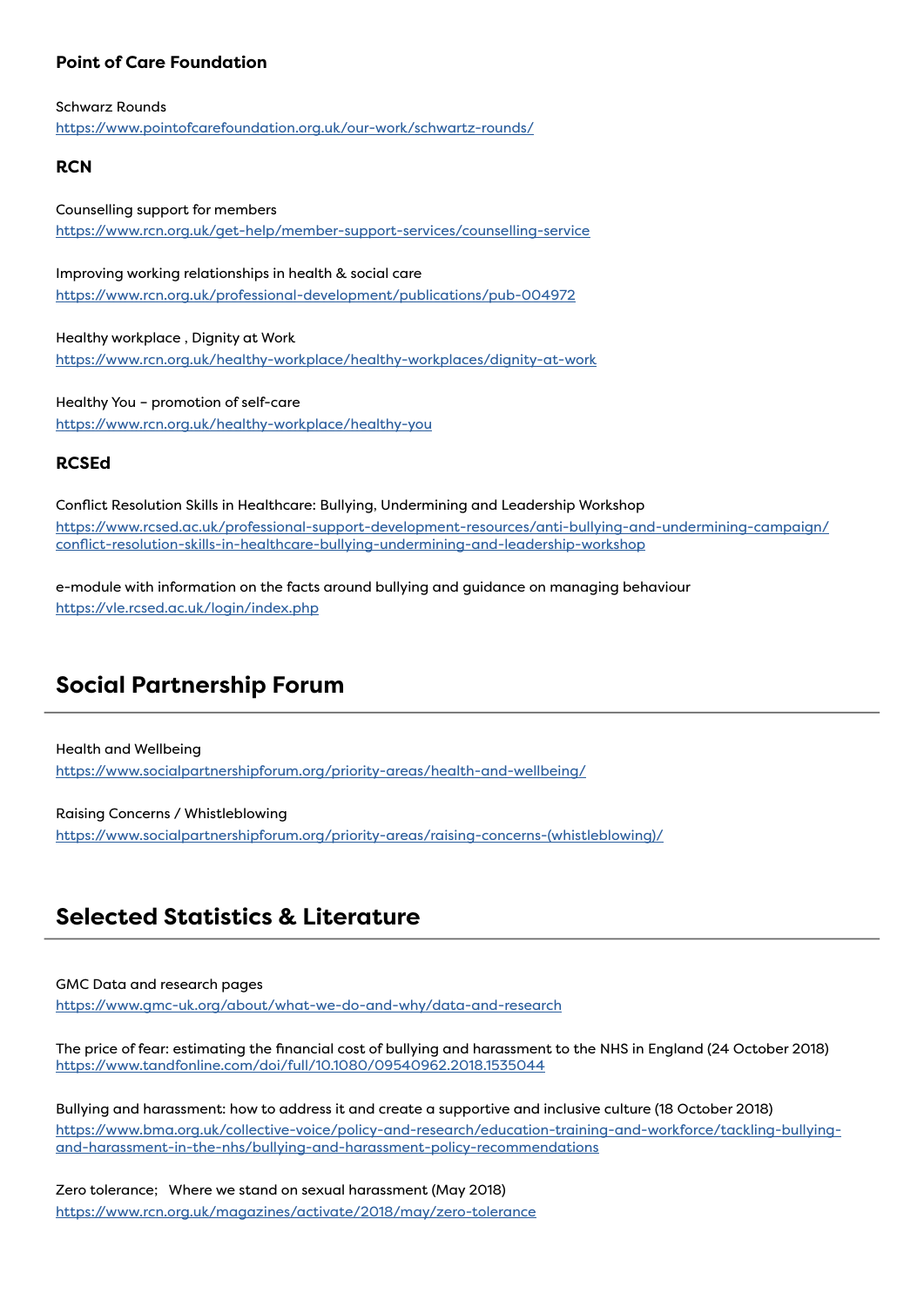### Point of Care Foundation

Schwarz Rounds
https://www.pointofcarefoundation.org.uk/our-work/schwartz-rounds/

### RCN

Counselling support for members
https://www.rcn.org.uk/get-help/member-support-services/counselling-service

Improving working relationships in health & social care
https://www.rcn.org.uk/professional-development/publications/pub-004972

Healthy workplace , Dignity at Work
https://www.rcn.org.uk/healthy-workplace/healthy-workplaces/dignity-at-work

Healthy You – promotion of self-care
https://www.rcn.org.uk/healthy-workplace/healthy-you

### RCSEd

Conflict Resolution Skills in Healthcare: Bullying, Undermining and Leadership Workshop
https://www.rcsed.ac.uk/professional-support-development-resources/anti-bullying-and-undermining-campaign/conflict-resolution-skills-in-healthcare-bullying-undermining-and-leadership-workshop

e-module with information on the facts around bullying and guidance on managing behaviour
https://vle.rcsed.ac.uk/login/index.php

## Social Partnership Forum

Health and Wellbeing
https://www.socialpartnershipforum.org/priority-areas/health-and-wellbeing/

Raising Concerns / Whistleblowing
https://www.socialpartnershipforum.org/priority-areas/raising-concerns-(whistleblowing)/

## Selected Statistics & Literature

GMC Data and research pages
https://www.gmc-uk.org/about/what-we-do-and-why/data-and-research

The price of fear: estimating the financial cost of bullying and harassment to the NHS in England (24 October 2018)
https://www.tandfonline.com/doi/full/10.1080/09540962.2018.1535044

Bullying and harassment: how to address it and create a supportive and inclusive culture (18 October 2018)
https://www.bma.org.uk/collective-voice/policy-and-research/education-training-and-workforce/tackling-bullying-and-harassment-in-the-nhs/bullying-and-harassment-policy-recommendations

Zero tolerance; Where we stand on sexual harassment (May 2018)
https://www.rcn.org.uk/magazines/activate/2018/may/zero-tolerance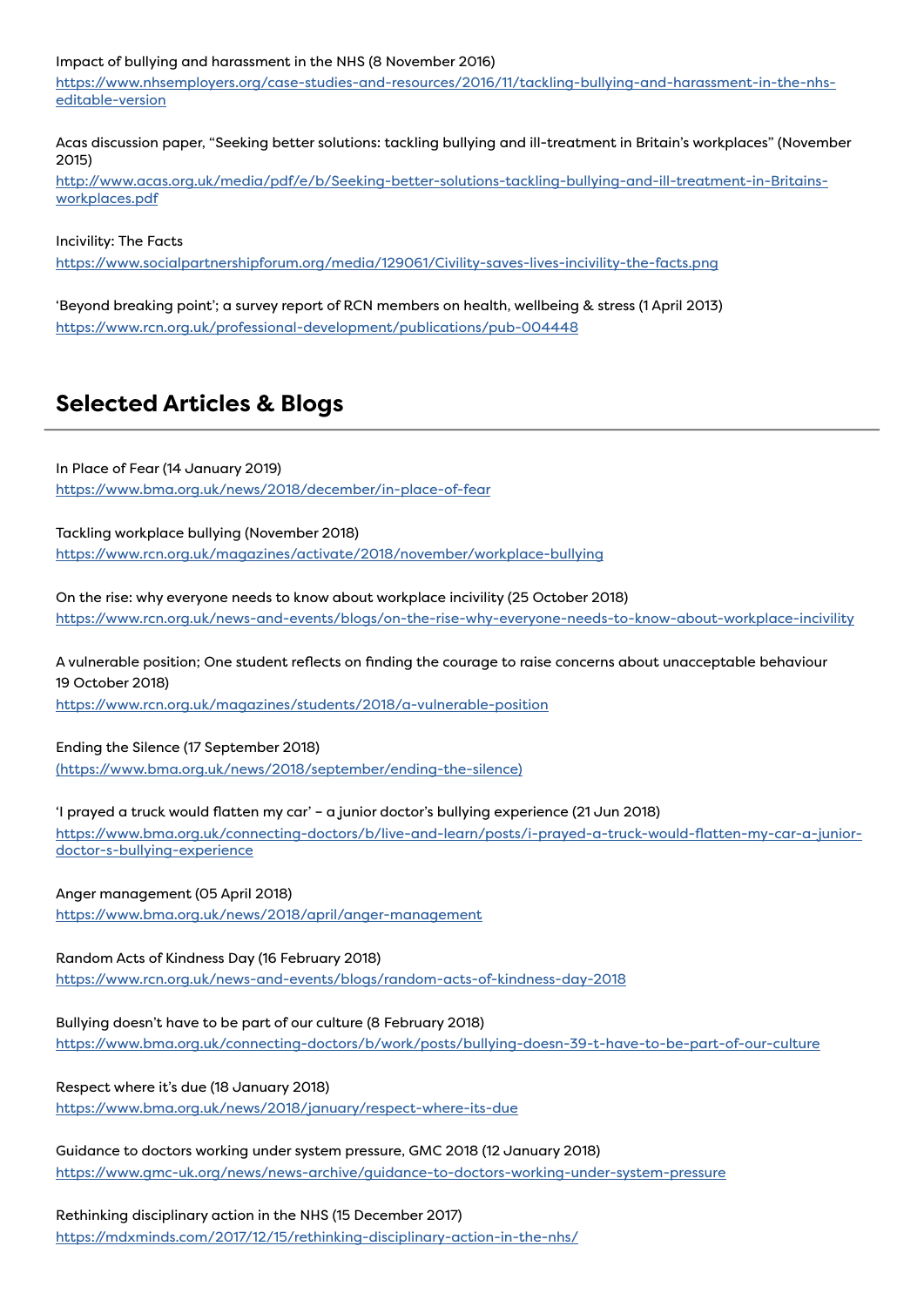Impact of bullying and harassment in the NHS (8 November 2016)
https://www.nhsemployers.org/case-studies-and-resources/2016/11/tackling-bullying-and-harassment-in-the-nhs-editable-version

Acas discussion paper, "Seeking better solutions: tackling bullying and ill-treatment in Britain's workplaces" (November 2015)
http://www.acas.org.uk/media/pdf/e/b/Seeking-better-solutions-tackling-bullying-and-ill-treatment-in-Britains-workplaces.pdf

Incivility: The Facts
https://www.socialpartnershipforum.org/media/129061/Civility-saves-lives-incivility-the-facts.png

'Beyond breaking point'; a survey report of RCN members on health, wellbeing & stress (1 April 2013)
https://www.rcn.org.uk/professional-development/publications/pub-004448

## Selected Articles & Blogs

In Place of Fear (14 January 2019)
https://www.bma.org.uk/news/2018/december/in-place-of-fear

Tackling workplace bullying (November 2018)
https://www.rcn.org.uk/magazines/activate/2018/november/workplace-bullying

On the rise: why everyone needs to know about workplace incivility (25 October 2018)
https://www.rcn.org.uk/news-and-events/blogs/on-the-rise-why-everyone-needs-to-know-about-workplace-incivility

A vulnerable position; One student reflects on finding the courage to raise concerns about unacceptable behaviour 19 October 2018)
https://www.rcn.org.uk/magazines/students/2018/a-vulnerable-position

Ending the Silence (17 September 2018)
(https://www.bma.org.uk/news/2018/september/ending-the-silence)

'I prayed a truck would flatten my car' – a junior doctor's bullying experience (21 Jun 2018)
https://www.bma.org.uk/connecting-doctors/b/live-and-learn/posts/i-prayed-a-truck-would-flatten-my-car-a-junior-doctor-s-bullying-experience

Anger management (05 April 2018)
https://www.bma.org.uk/news/2018/april/anger-management

Random Acts of Kindness Day (16 February 2018)
https://www.rcn.org.uk/news-and-events/blogs/random-acts-of-kindness-day-2018

Bullying doesn't have to be part of our culture (8 February 2018)
https://www.bma.org.uk/connecting-doctors/b/work/posts/bullying-doesn-39-t-have-to-be-part-of-our-culture

Respect where it's due (18 January 2018)
https://www.bma.org.uk/news/2018/january/respect-where-its-due

Guidance to doctors working under system pressure, GMC 2018 (12 January 2018)
https://www.gmc-uk.org/news/news-archive/guidance-to-doctors-working-under-system-pressure

Rethinking disciplinary action in the NHS (15 December 2017)
https://mdxminds.com/2017/12/15/rethinking-disciplinary-action-in-the-nhs/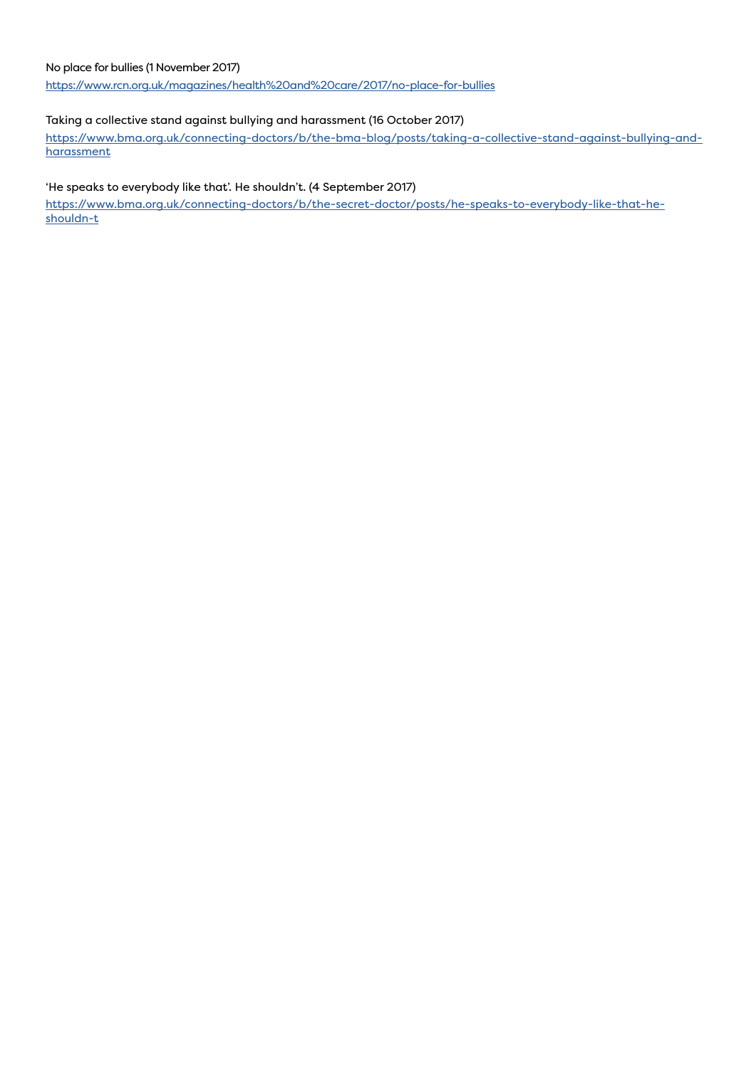No place for bullies (1 November 2017)

https://www.rcn.org.uk/magazines/health%20and%20care/2017/no-place-for-bullies

Taking a collective stand against bullying and harassment (16 October 2017)

https://www.bma.org.uk/connecting-doctors/b/the-bma-blog/posts/taking-a-collective-stand-against-bullying-and-harassment

'He speaks to everybody like that'. He shouldn't. (4 September 2017)

https://www.bma.org.uk/connecting-doctors/b/the-secret-doctor/posts/he-speaks-to-everybody-like-that-he-shouldn-t